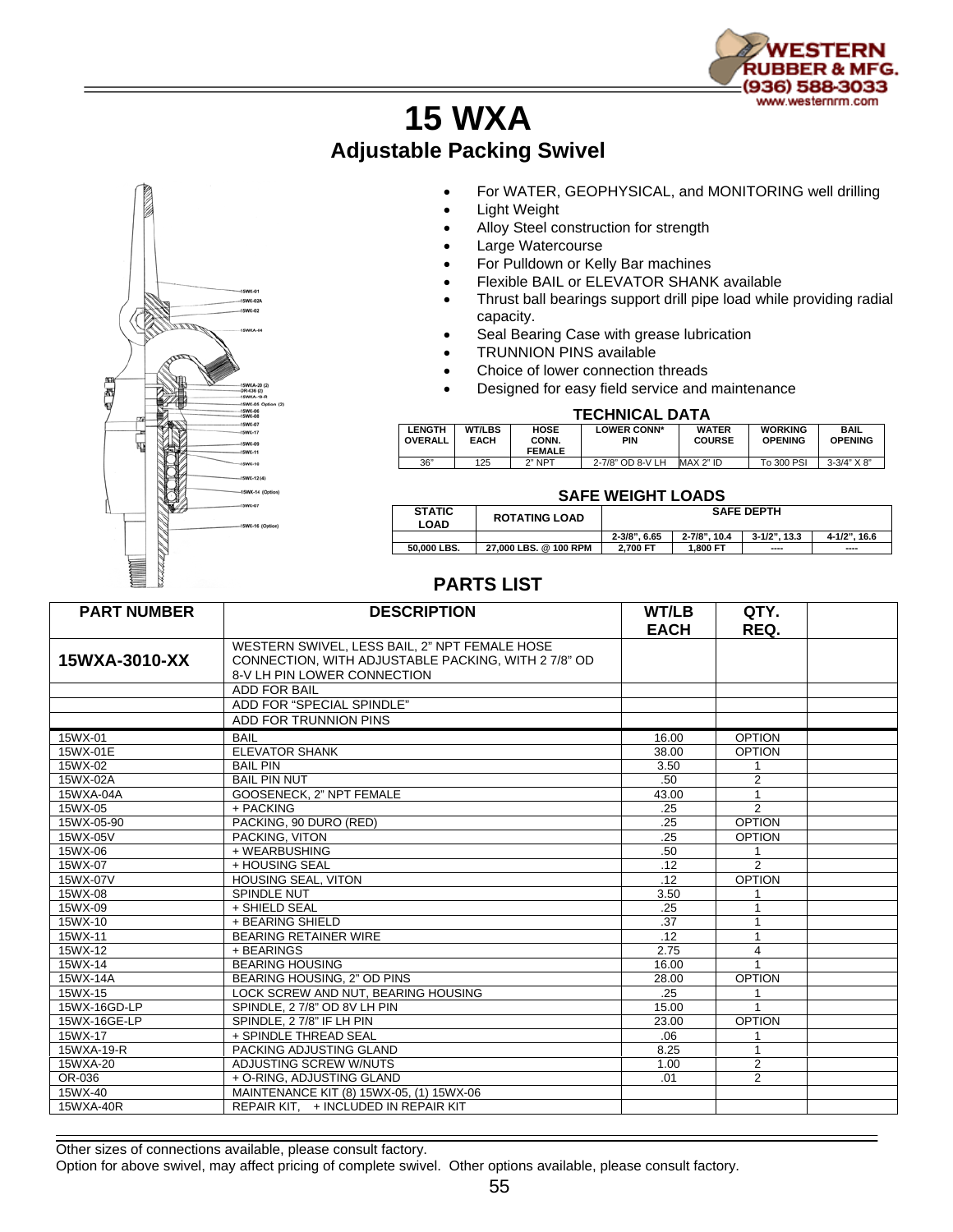WESTERN RUBBER & MFG.
(936) 588-3033
www.westernrm.com

# 15 WXA

## Adjustable Packing Swivel

- For WATER, GEOPHYSICAL, and MONITORING well drilling
- Light Weight
- Alloy Steel construction for strength
- Large Watercourse
- For Pulldown or Kelly Bar machines
- Flexible BAIL or ELEVATOR SHANK available
- Thrust ball bearings support drill pipe load while providing radial capacity.
- Seal Bearing Case with grease lubrication
- TRUNNION PINS available
- Choice of lower connection threads
- Designed for easy field service and maintenance

### TECHNICAL DATA

| LENGTH OVERALL | WT/LBS EACH | HOSE CONN. FEMALE | LOWER CONN* PIN | WATER COURSE | WORKING OPENING | BAIL OPENING |
|---|---|---|---|---|---|---|
| 36" | 125 | 2" NPT | 2-7/8" OD 8-V LH | MAX 2" ID | To 300 PSI | 3-3/4" X 8" |

### SAFE WEIGHT LOADS

| STATIC LOAD | ROTATING LOAD | SAFE DEPTH | | | |
|---|---|---|---|---|---|
| | | 2-3/8", 6.65 | 2-7/8", 10.4 | 3-1/2", 13.3 | 4-1/2", 16.6 |
| 50,000 LBS. | 27,000 LBS. @ 100 RPM | 2,700 FT | 1,800 FT | ---- | ---- |

## PARTS LIST

| PART NUMBER | DESCRIPTION | WT/LB EACH | QTY. REQ. | |
|---|---|---|---|---|
| **15WXA-3010-XX** | WESTERN SWIVEL, LESS BAIL, 2" NPT FEMALE HOSE CONNECTION, WITH ADJUSTABLE PACKING, WITH 2 7/8" OD 8-V LH PIN LOWER CONNECTION | | | |
| | ADD FOR BAIL | | | |
| | ADD FOR "SPECIAL SPINDLE" | | | |
| | ADD FOR TRUNNION PINS | | | |
| 15WX-01 | BAIL | 16.00 | OPTION | |
| 15WX-01E | ELEVATOR SHANK | 38.00 | OPTION | |
| 15WX-02 | BAIL PIN | 3.50 | 1 | |
| 15WX-02A | BAIL PIN NUT | .50 | 2 | |
| 15WXA-04A | GOOSENECK, 2" NPT FEMALE | 43.00 | 1 | |
| 15WX-05 | + PACKING | .25 | 2 | |
| 15WX-05-90 | PACKING, 90 DURO (RED) | .25 | OPTION | |
| 15WX-05V | PACKING, VITON | .25 | OPTION | |
| 15WX-06 | + WEARBUSHING | .50 | 1 | |
| 15WX-07 | + HOUSING SEAL | .12 | 2 | |
| 15WX-07V | HOUSING SEAL, VITON | .12 | OPTION | |
| 15WX-08 | SPINDLE NUT | 3.50 | 1 | |
| 15WX-09 | + SHIELD SEAL | .25 | 1 | |
| 15WX-10 | + BEARING SHIELD | .37 | 1 | |
| 15WX-11 | BEARING RETAINER WIRE | .12 | 1 | |
| 15WX-12 | + BEARINGS | 2.75 | 4 | |
| 15WX-14 | BEARING HOUSING | 16.00 | 1 | |
| 15WX-14A | BEARING HOUSING, 2" OD PINS | 28.00 | OPTION | |
| 15WX-15 | LOCK SCREW AND NUT, BEARING HOUSING | .25 | 1 | |
| 15WX-16GD-LP | SPINDLE, 2 7/8" OD 8V LH PIN | 15.00 | 1 | |
| 15WX-16GE-LP | SPINDLE, 2 7/8" IF LH PIN | 23.00 | OPTION | |
| 15WX-17 | + SPINDLE THREAD SEAL | .06 | 1 | |
| 15WXA-19-R | PACKING ADJUSTING GLAND | 8.25 | 1 | |
| 15WXA-20 | ADJUSTING SCREW W/NUTS | 1.00 | 2 | |
| OR-036 | + O-RING, ADJUSTING GLAND | .01 | 2 | |
| 15WX-40 | MAINTENANCE KIT (8) 15WX-05, (1) 15WX-06 | | | |
| 15WXA-40R | REPAIR KIT, + INCLUDED IN REPAIR KIT | | | |

Other sizes of connections available, please consult factory.
Option for above swivel, may affect pricing of complete swivel. Other options available, please consult factory.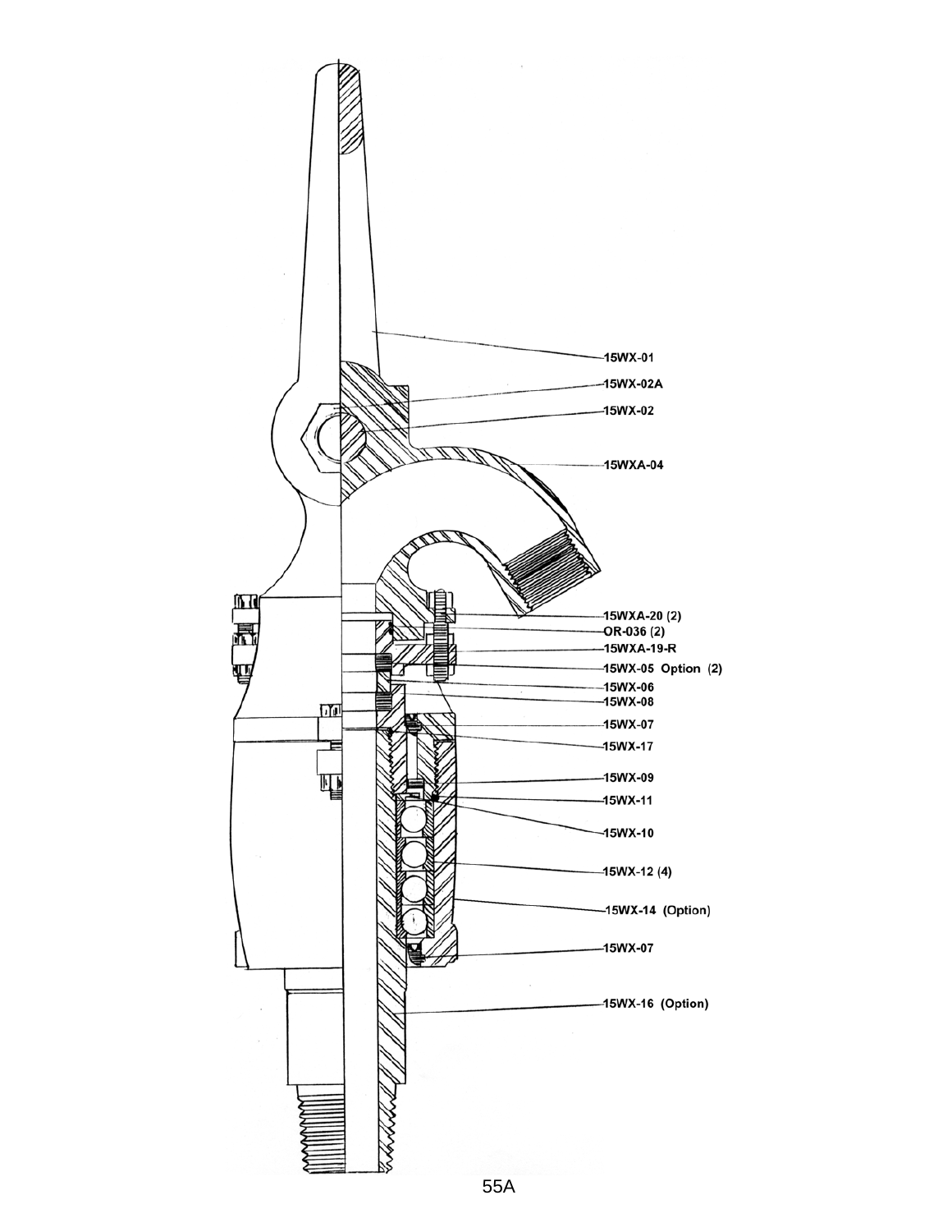15WX-01

15WX-02A

15WX-02

15WXA-04

15WXA-20 (2)

OR-036 (2)

15WXA-19-R

15WX-05 Option (2)

15WX-06

15WX-08

15WX-07

15WX-17

15WX-09

15WX-11

15WX-10

15WX-12 (4)

15WX-14 (Option)

15WX-07

15WX-16 (Option)